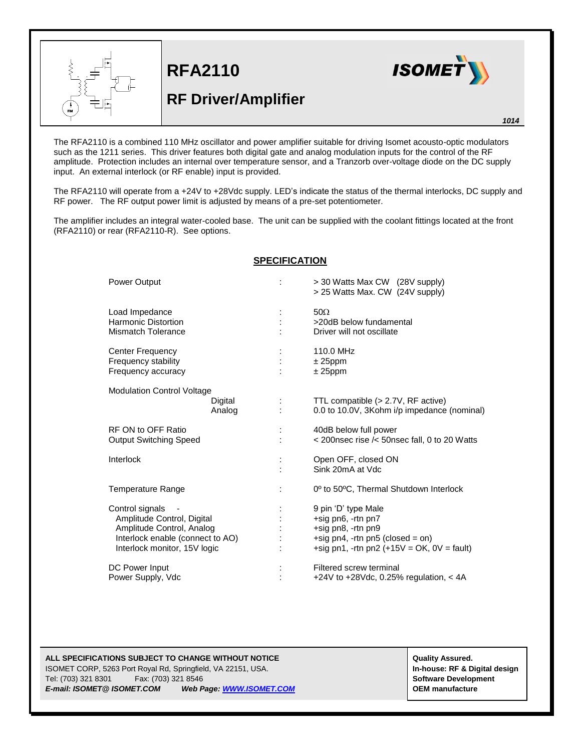# RFA2110

## RF Driver/Amplifier

ISOMET

1014

The RFA2110 is a combined 110 MHz oscillator and power amplifier suitable for driving Isomet acousto-optic modulators such as the 1211 series. This driver features both digital gate and analog modulation inputs for the control of the RF amplitude. Protection includes an internal over temperature sensor, and a Tranzorb over-voltage diode on the DC supply input. An external interlock (or RF enable) input is provided.

The RFA2110 will operate from a +24V to +28Vdc supply. LED's indicate the status of the thermal interlocks, DC supply and RF power. The RF output power limit is adjusted by means of a pre-set potentiometer.

The amplifier includes an integral water-cooled base. The unit can be supplied with the coolant fittings located at the front (RFA2110) or rear (RFA2110-R). See options.

## SPECIFICATION

| Parameter | | Value |
|---|---|---|
| Power Output | : | > 30 Watts Max CW (28V supply)<br>> 25 Watts Max. CW (24V supply) |
| Load Impedance | : | 50Ω |
| Harmonic Distortion | : | >20dB below fundamental |
| Mismatch Tolerance | : | Driver will not oscillate |
| Center Frequency | : | 110.0 MHz |
| Frequency stability | : | ± 25ppm |
| Frequency accuracy | : | ± 25ppm |
| Modulation Control Voltage | | |
| Digital | : | TTL compatible (> 2.7V, RF active) |
| Analog | : | 0.0 to 10.0V, 3Kohm i/p impedance (nominal) |
| RF ON to OFF Ratio | : | 40dB below full power |
| Output Switching Speed | : | < 200nsec rise /< 50nsec fall, 0 to 20 Watts |
| Interlock | : | Open OFF, closed ON |
| | : | Sink 20mA at Vdc |
| Temperature Range | : | 0º to 50ºC, Thermal Shutdown Interlock |
| Control signals - | : | 9 pin 'D' type Male |
| Amplitude Control, Digital | : | +sig pn6, -rtn pn7 |
| Amplitude Control, Analog | : | +sig pn8, -rtn pn9 |
| Interlock enable (connect to AO) | : | +sig pn4, -rtn pn5 (closed = on) |
| Interlock monitor, 15V logic | : | +sig pn1, -rtn pn2 (+15V = OK, 0V = fault) |
| DC Power Input | : | Filtered screw terminal |
| Power Supply, Vdc | : | +24V to +28Vdc, 0.25% regulation, < 4A |

**ALL SPECIFICATIONS SUBJECT TO CHANGE WITHOUT NOTICE**
ISOMET CORP, 5263 Port Royal Rd, Springfield, VA 22151, USA.
Tel: (703) 321 8301 Fax: (703) 321 8546
***E-mail: ISOMET@ ISOMET.COM*** ***Web Page: WWW.ISOMET.COM***

**Quality Assured.**
**In-house: RF & Digital design**
**Software Development**
**OEM manufacture**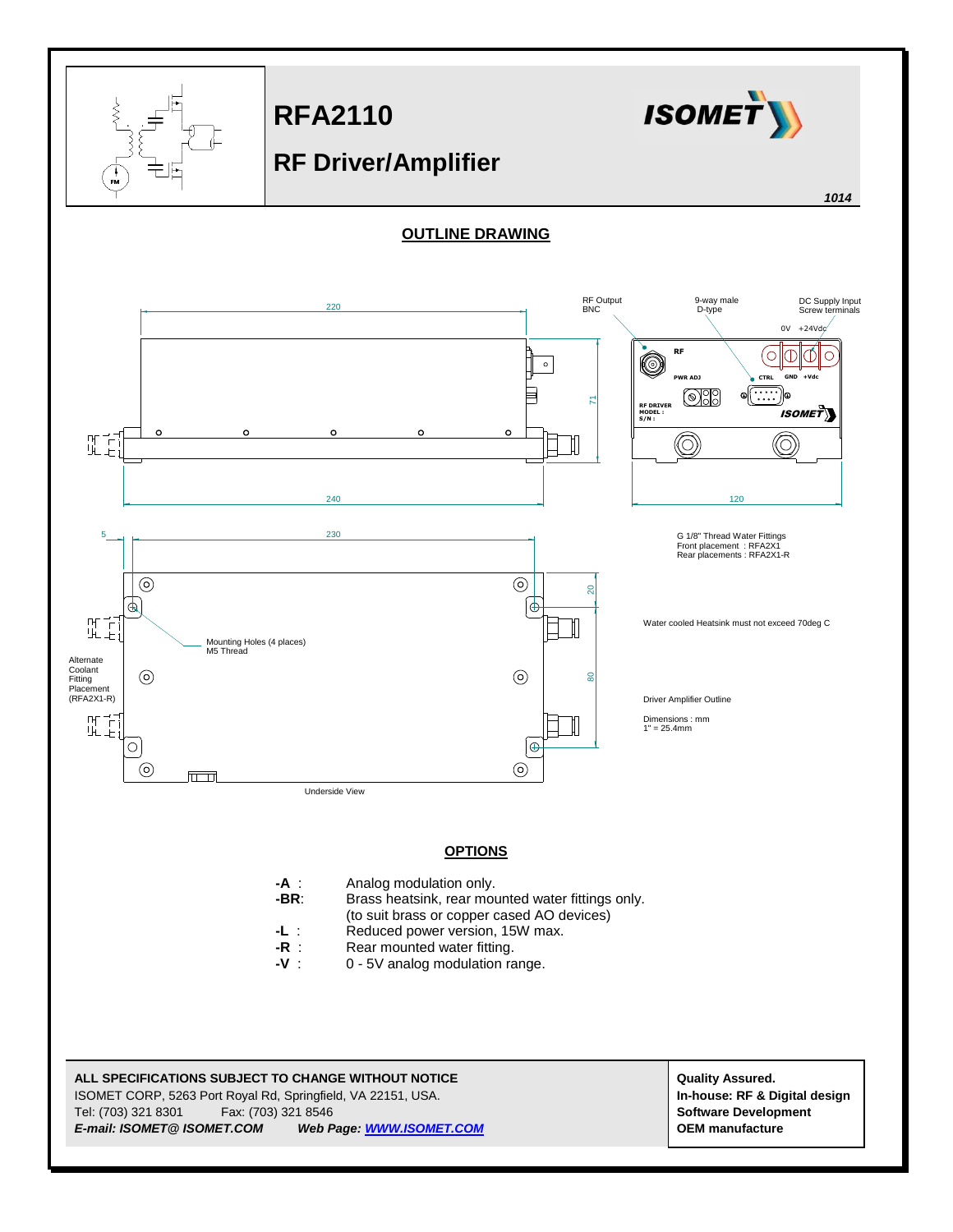# RFA2110

## RF Driver/Amplifier

1014

### OUTLINE DRAWING

RF Output BNC

9-way male D-type

DC Supply Input Screw terminals

0V +24Vdc

220

71

240

120

RF

PWR ADJ

CTRL

GND +Vdc

RF DRIVER MODEL : S/N :

ISOMET

5

230

20

80

Mounting Holes (4 places) M5 Thread

Alternate Coolant Fitting Placement (RFA2X1-R)

Underside View

G 1/8" Thread Water Fittings
Front placement : RFA2X1
Rear placements : RFA2X1-R

Water cooled Heatsink must not exceed 70deg C

Driver Amplifier Outline

Dimensions : mm
1" = 25.4mm

### OPTIONS

- **-A** : Analog modulation only.
- **-BR**: Brass heatsink, rear mounted water fittings only. (to suit brass or copper cased AO devices)
- **-L** : Reduced power version, 15W max.
- **-R** : Rear mounted water fitting.
- **-V** : 0 - 5V analog modulation range.

**ALL SPECIFICATIONS SUBJECT TO CHANGE WITHOUT NOTICE**
ISOMET CORP, 5263 Port Royal Rd, Springfield, VA 22151, USA.
Tel: (703) 321 8301 Fax: (703) 321 8546
***E-mail: ISOMET@ ISOMET.COM*** ***Web Page: WWW.ISOMET.COM***

**Quality Assured.**
**In-house: RF & Digital design**
**Software Development**
**OEM manufacture**